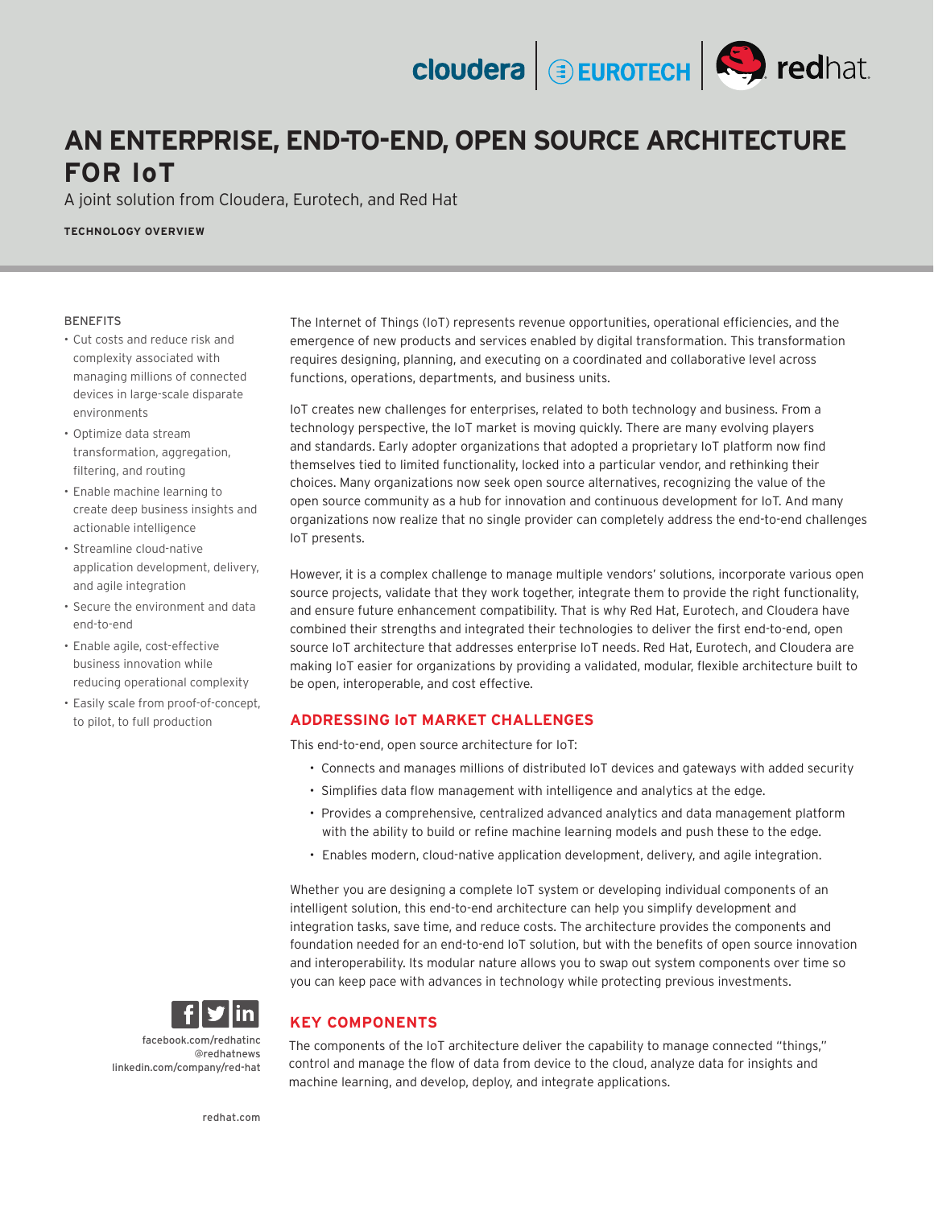# AN ENTERPRISE, END-TO-END, OPEN SOURCE ARCHITECTURE FOR IoT

A joint solution from Cloudera, Eurotech, and Red Hat

**TECHNOLOGY OVERVIEW**

BENEFITS

- Cut costs and reduce risk and complexity associated with managing millions of connected devices in large-scale disparate environments
- Optimize data stream transformation, aggregation, filtering, and routing
- Enable machine learning to create deep business insights and actionable intelligence
- Streamline cloud-native application development, delivery, and agile integration
- Secure the environment and data end-to-end
- Enable agile, cost-effective business innovation while reducing operational complexity
- Easily scale from proof-of-concept, to pilot, to full production

facebook.com/redhatinc
@redhatnews
linkedin.com/company/red-hat

redhat.com

The Internet of Things (IoT) represents revenue opportunities, operational efficiencies, and the emergence of new products and services enabled by digital transformation. This transformation requires designing, planning, and executing on a coordinated and collaborative level across functions, operations, departments, and business units.

IoT creates new challenges for enterprises, related to both technology and business. From a technology perspective, the IoT market is moving quickly. There are many evolving players and standards. Early adopter organizations that adopted a proprietary IoT platform now find themselves tied to limited functionality, locked into a particular vendor, and rethinking their choices. Many organizations now seek open source alternatives, recognizing the value of the open source community as a hub for innovation and continuous development for IoT. And many organizations now realize that no single provider can completely address the end-to-end challenges IoT presents.

However, it is a complex challenge to manage multiple vendors' solutions, incorporate various open source projects, validate that they work together, integrate them to provide the right functionality, and ensure future enhancement compatibility. That is why Red Hat, Eurotech, and Cloudera have combined their strengths and integrated their technologies to deliver the first end-to-end, open source IoT architecture that addresses enterprise IoT needs. Red Hat, Eurotech, and Cloudera are making IoT easier for organizations by providing a validated, modular, flexible architecture built to be open, interoperable, and cost effective.

## ADDRESSING IoT MARKET CHALLENGES

This end-to-end, open source architecture for IoT:

- Connects and manages millions of distributed IoT devices and gateways with added security
- Simplifies data flow management with intelligence and analytics at the edge.
- Provides a comprehensive, centralized advanced analytics and data management platform with the ability to build or refine machine learning models and push these to the edge.
- Enables modern, cloud-native application development, delivery, and agile integration.

Whether you are designing a complete IoT system or developing individual components of an intelligent solution, this end-to-end architecture can help you simplify development and integration tasks, save time, and reduce costs. The architecture provides the components and foundation needed for an end-to-end IoT solution, but with the benefits of open source innovation and interoperability. Its modular nature allows you to swap out system components over time so you can keep pace with advances in technology while protecting previous investments.

## KEY COMPONENTS

The components of the IoT architecture deliver the capability to manage connected "things," control and manage the flow of data from device to the cloud, analyze data for insights and machine learning, and develop, deploy, and integrate applications.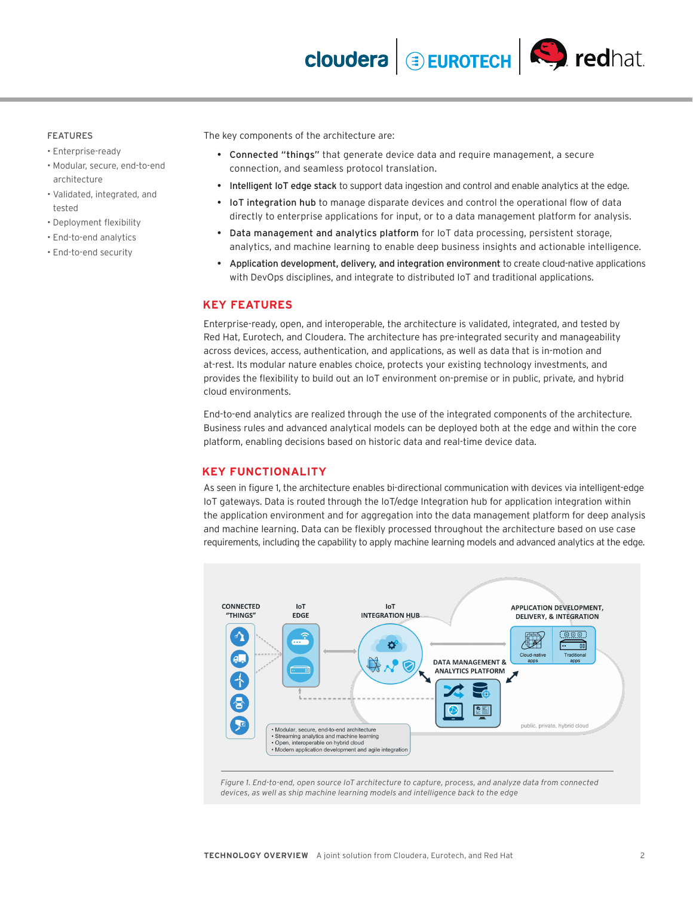FEATURES

- Enterprise-ready
- Modular, secure, end-to-end architecture
- Validated, integrated, and tested
- Deployment flexibility
- End-to-end analytics
- End-to-end security

The key components of the architecture are:

- Connected "things" that generate device data and require management, a secure connection, and seamless protocol translation.
- Intelligent IoT edge stack to support data ingestion and control and enable analytics at the edge.
- IoT integration hub to manage disparate devices and control the operational flow of data directly to enterprise applications for input, or to a data management platform for analysis.
- Data management and analytics platform for IoT data processing, persistent storage, analytics, and machine learning to enable deep business insights and actionable intelligence.
- Application development, delivery, and integration environment to create cloud-native applications with DevOps disciplines, and integrate to distributed IoT and traditional applications.

## KEY FEATURES

Enterprise-ready, open, and interoperable, the architecture is validated, integrated, and tested by Red Hat, Eurotech, and Cloudera. The architecture has pre-integrated security and manageability across devices, access, authentication, and applications, as well as data that is in-motion and at-rest. Its modular nature enables choice, protects your existing technology investments, and provides the flexibility to build out an IoT environment on-premise or in public, private, and hybrid cloud environments.

End-to-end analytics are realized through the use of the integrated components of the architecture. Business rules and advanced analytical models can be deployed both at the edge and within the core platform, enabling decisions based on historic data and real-time device data.

## KEY FUNCTIONALITY

As seen in figure 1, the architecture enables bi-directional communication with devices via intelligent-edge IoT gateways. Data is routed through the IoT/edge Integration hub for application integration within the application environment and for aggregation into the data management platform for deep analysis and machine learning. Data can be flexibly processed throughout the architecture based on use case requirements, including the capability to apply machine learning models and advanced analytics at the edge.

CONNECTED "THINGS" | IoT EDGE | IoT INTEGRATION HUB | DATA MANAGEMENT & ANALYTICS PLATFORM | APPLICATION DEVELOPMENT, DELIVERY, & INTEGRATION (Cloud-native apps, Traditional apps) | public, private, hybrid cloud

- Modular, secure, end-to-end architecture
- Streaming analytics and machine learning
- Open, interoperable on hybrid cloud
- Modern application development and agile integration

*Figure 1. End-to-end, open source IoT architecture to capture, process, and analyze data from connected devices, as well as ship machine learning models and intelligence back to the edge*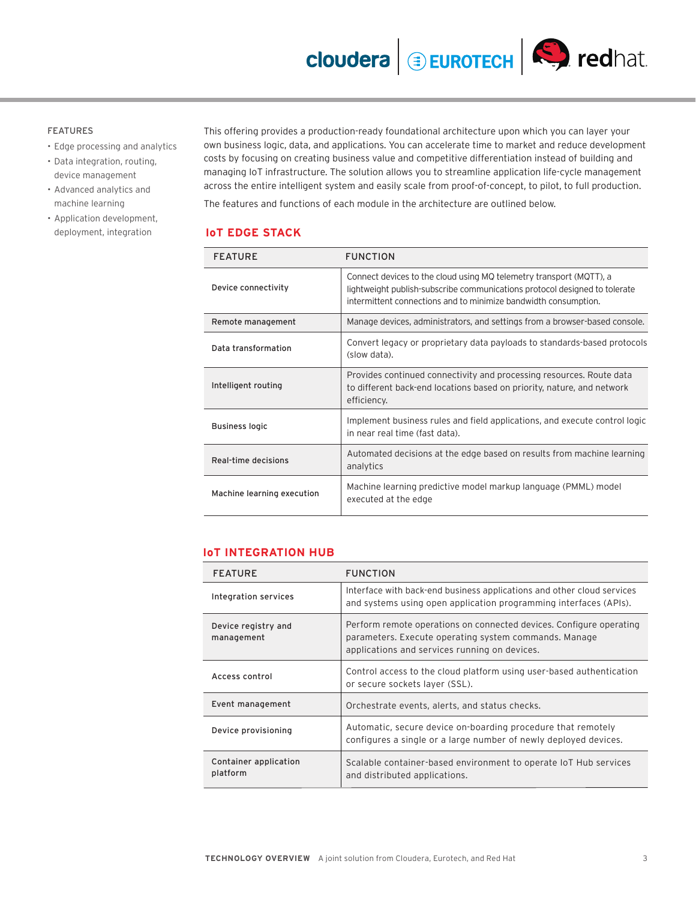FEATURES

- Edge processing and analytics
- Data integration, routing, device management
- Advanced analytics and machine learning
- Application development, deployment, integration

This offering provides a production-ready foundational architecture upon which you can layer your own business logic, data, and applications. You can accelerate time to market and reduce development costs by focusing on creating business value and competitive differentiation instead of building and managing IoT infrastructure. The solution allows you to streamline application life-cycle management across the entire intelligent system and easily scale from proof-of-concept, to pilot, to full production.

The features and functions of each module in the architecture are outlined below.

## IoT EDGE STACK

| FEATURE | FUNCTION |
| --- | --- |
| Device connectivity | Connect devices to the cloud using MQ telemetry transport (MQTT), a lightweight publish-subscribe communications protocol designed to tolerate intermittent connections and to minimize bandwidth consumption. |
| Remote management | Manage devices, administrators, and settings from a browser-based console. |
| Data transformation | Convert legacy or proprietary data payloads to standards-based protocols (slow data). |
| Intelligent routing | Provides continued connectivity and processing resources. Route data to different back-end locations based on priority, nature, and network efficiency. |
| Business logic | Implement business rules and field applications, and execute control logic in near real time (fast data). |
| Real-time decisions | Automated decisions at the edge based on results from machine learning analytics |
| Machine learning execution | Machine learning predictive model markup language (PMML) model executed at the edge |

## IoT INTEGRATION HUB

| FEATURE | FUNCTION |
| --- | --- |
| Integration services | Interface with back-end business applications and other cloud services and systems using open application programming interfaces (APIs). |
| Device registry and management | Perform remote operations on connected devices. Configure operating parameters. Execute operating system commands. Manage applications and services running on devices. |
| Access control | Control access to the cloud platform using user-based authentication or secure sockets layer (SSL). |
| Event management | Orchestrate events, alerts, and status checks. |
| Device provisioning | Automatic, secure device on-boarding procedure that remotely configures a single or a large number of newly deployed devices. |
| Container application platform | Scalable container-based environment to operate IoT Hub services and distributed applications. |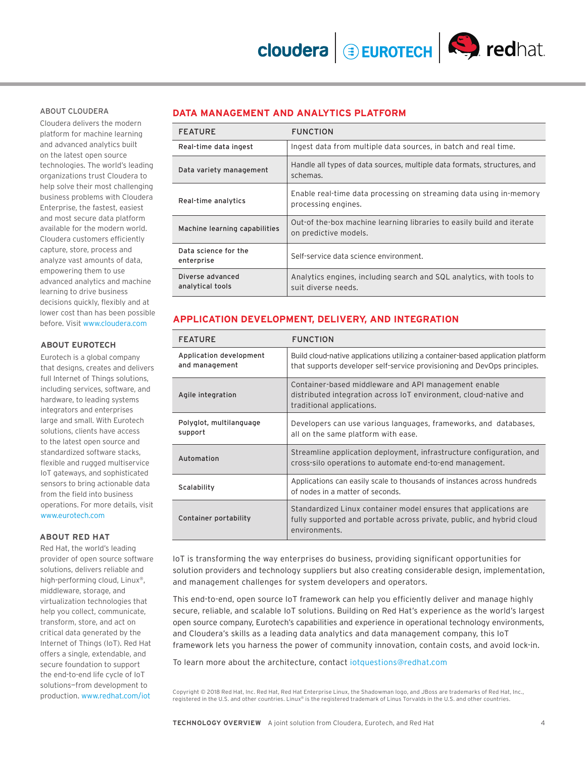### ABOUT CLOUDERA

Cloudera delivers the modern platform for machine learning and advanced analytics built on the latest open source technologies. The world's leading organizations trust Cloudera to help solve their most challenging business problems with Cloudera Enterprise, the fastest, easiest and most secure data platform available for the modern world. Cloudera customers efficiently capture, store, process and analyze vast amounts of data, empowering them to use advanced analytics and machine learning to drive business decisions quickly, flexibly and at lower cost than has been possible before. Visit www.cloudera.com

### ABOUT EUROTECH

Eurotech is a global company that designs, creates and delivers full Internet of Things solutions, including services, software, and hardware, to leading systems integrators and enterprises large and small. With Eurotech solutions, clients have access to the latest open source and standardized software stacks, flexible and rugged multiservice IoT gateways, and sophisticated sensors to bring actionable data from the field into business operations. For more details, visit www.eurotech.com

### ABOUT RED HAT

Red Hat, the world's leading provider of open source software solutions, delivers reliable and high-performing cloud, Linux®, middleware, storage, and virtualization technologies that help you collect, communicate, transform, store, and act on critical data generated by the Internet of Things (IoT). Red Hat offers a single, extendable, and secure foundation to support the end-to-end life cycle of IoT solutions—from development to production. www.redhat.com/iot

## DATA MANAGEMENT AND ANALYTICS PLATFORM

| FEATURE | FUNCTION |
|---|---|
| Real-time data ingest | Ingest data from multiple data sources, in batch and real time. |
| Data variety management | Handle all types of data sources, multiple data formats, structures, and schemas. |
| Real-time analytics | Enable real-time data processing on streaming data using in-memory processing engines. |
| Machine learning capabilities | Out-of the-box machine learning libraries to easily build and iterate on predictive models. |
| Data science for the enterprise | Self-service data science environment. |
| Diverse advanced analytical tools | Analytics engines, including search and SQL analytics, with tools to suit diverse needs. |

## APPLICATION DEVELOPMENT, DELIVERY, AND INTEGRATION

| FEATURE | FUNCTION |
|---|---|
| Application development and management | Build cloud-native applications utilizing a container-based application platform that supports developer self-service provisioning and DevOps principles. |
| Agile integration | Container-based middleware and API management enable distributed integration across IoT environment, cloud-native and traditional applications. |
| Polyglot, multilanguage support | Developers can use various languages, frameworks, and databases, all on the same platform with ease. |
| Automation | Streamline application deployment, infrastructure configuration, and cross-silo operations to automate end-to-end management. |
| Scalability | Applications can easily scale to thousands of instances across hundreds of nodes in a matter of seconds. |
| Container portability | Standardized Linux container model ensures that applications are fully supported and portable across private, public, and hybrid cloud environments. |

IoT is transforming the way enterprises do business, providing significant opportunities for solution providers and technology suppliers but also creating considerable design, implementation, and management challenges for system developers and operators.

This end-to-end, open source IoT framework can help you efficiently deliver and manage highly secure, reliable, and scalable IoT solutions. Building on Red Hat's experience as the world's largest open source company, Eurotech's capabilities and experience in operational technology environments, and Cloudera's skills as a leading data analytics and data management company, this IoT framework lets you harness the power of community innovation, contain costs, and avoid lock-in.

To learn more about the architecture, contact iotquestions@redhat.com

Copyright © 2018 Red Hat, Inc. Red Hat, Red Hat Enterprise Linux, the Shadowman logo, and JBoss are trademarks of Red Hat, Inc., registered in the U.S. and other countries. Linux® is the registered trademark of Linus Torvalds in the U.S. and other countries.